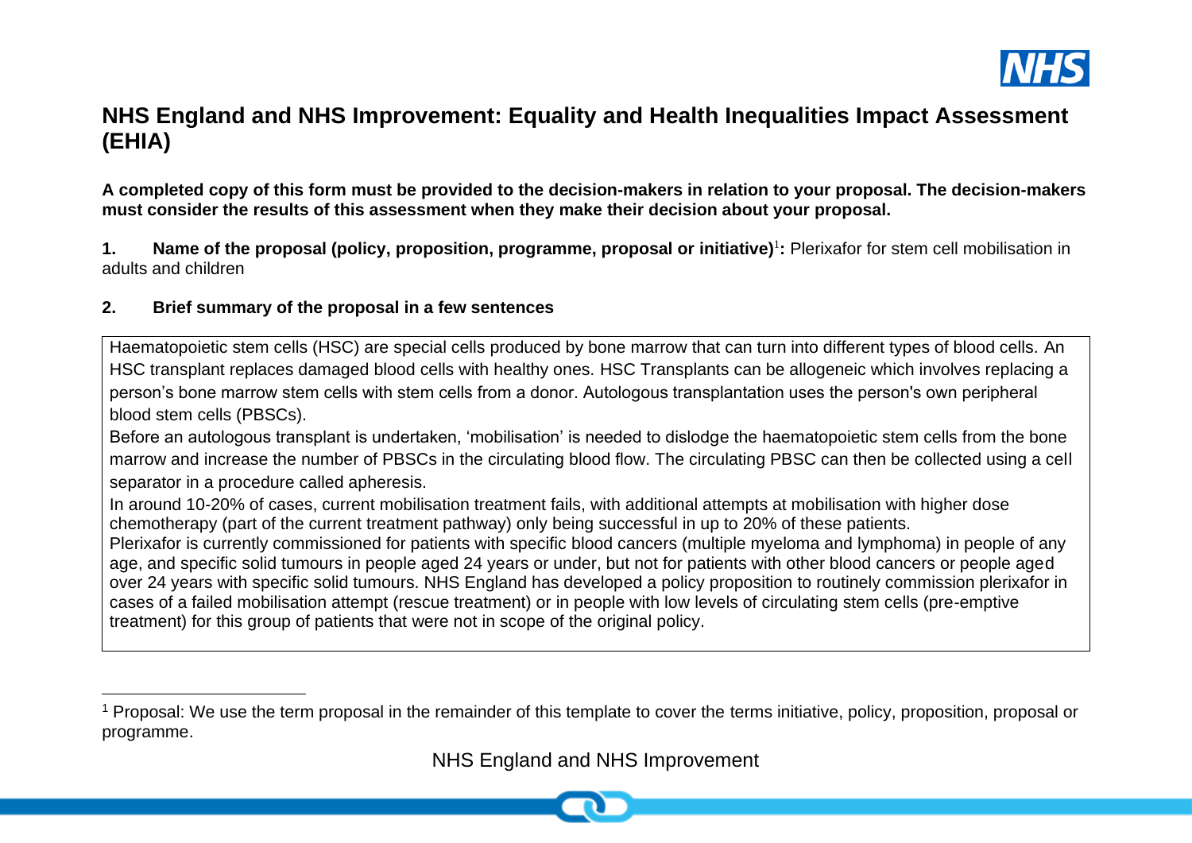# NHS England and NHS Improvement: Equality and Health Inequalities Impact Assessment (EHIA)

**A completed copy of this form must be provided to the decision-makers in relation to your proposal. The decision-makers must consider the results of this assessment when they make their decision about your proposal.**

**1. Name of the proposal (policy, proposition, programme, proposal or initiative)[1]:** Plerixafor for stem cell mobilisation in adults and children

**2. Brief summary of the proposal in a few sentences**

| |
|---|
| Haematopoietic stem cells (HSC) are special cells produced by bone marrow that can turn into different types of blood cells. An HSC transplant replaces damaged blood cells with healthy ones. HSC Transplants can be allogeneic which involves replacing a person's bone marrow stem cells with stem cells from a donor. Autologous transplantation uses the person's own peripheral blood stem cells (PBSCs).<br>Before an autologous transplant is undertaken, 'mobilisation' is needed to dislodge the haematopoietic stem cells from the bone marrow and increase the number of PBSCs in the circulating blood flow. The circulating PBSC can then be collected using a cell separator in a procedure called apheresis.<br>In around 10-20% of cases, current mobilisation treatment fails, with additional attempts at mobilisation with higher dose chemotherapy (part of the current treatment pathway) only being successful in up to 20% of these patients.<br>Plerixafor is currently commissioned for patients with specific blood cancers (multiple myeloma and lymphoma) in people of any age, and specific solid tumours in people aged 24 years or under, but not for patients with other blood cancers or people aged over 24 years with specific solid tumours. NHS England has developed a policy proposition to routinely commission plerixafor in cases of a failed mobilisation attempt (rescue treatment) or in people with low levels of circulating stem cells (pre-emptive treatment) for this group of patients that were not in scope of the original policy. |

[1] Proposal: We use the term proposal in the remainder of this template to cover the terms initiative, policy, proposition, proposal or programme.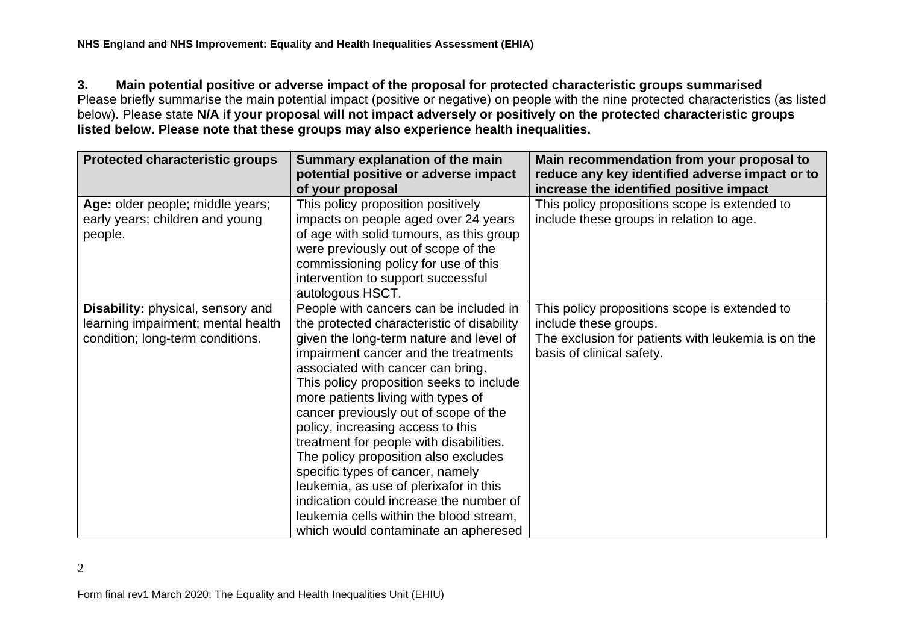**3. Main potential positive or adverse impact of the proposal for protected characteristic groups summarised**

Please briefly summarise the main potential impact (positive or negative) on people with the nine protected characteristics (as listed below). Please state **N/A if your proposal will not impact adversely or positively on the protected characteristic groups listed below. Please note that these groups may also experience health inequalities.**

| Protected characteristic groups | Summary explanation of the main potential positive or adverse impact of your proposal | Main recommendation from your proposal to reduce any key identified adverse impact or to increase the identified positive impact |
|---|---|---|
| **Age:** older people; middle years; early years; children and young people. | This policy proposition positively impacts on people aged over 24 years of age with solid tumours, as this group were previously out of scope of the commissioning policy for use of this intervention to support successful autologous HSCT. | This policy propositions scope is extended to include these groups in relation to age. |
| **Disability:** physical, sensory and learning impairment; mental health condition; long-term conditions. | People with cancers can be included in the protected characteristic of disability given the long-term nature and level of impairment cancer and the treatments associated with cancer can bring.<br>This policy proposition seeks to include more patients living with types of cancer previously out of scope of the policy, increasing access to this treatment for people with disabilities.<br>The policy proposition also excludes specific types of cancer, namely leukemia, as use of plerixafor in this indication could increase the number of leukemia cells within the blood stream, which would contaminate an apheresed | This policy propositions scope is extended to include these groups.<br>The exclusion for patients with leukemia is on the basis of clinical safety. |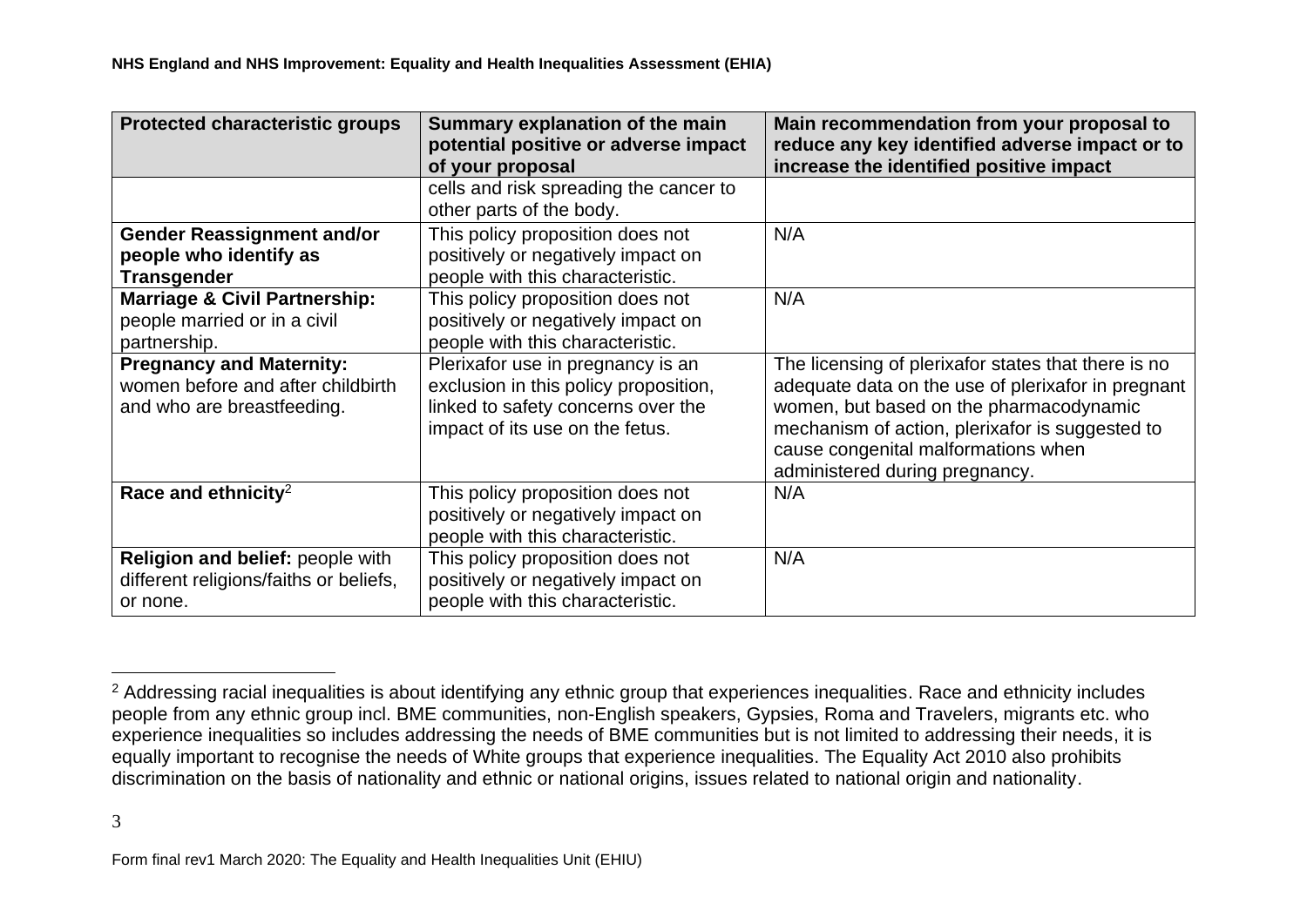| Protected characteristic groups | Summary explanation of the main potential positive or adverse impact of your proposal | Main recommendation from your proposal to reduce any key identified adverse impact or to increase the identified positive impact |
|---|---|---|
| | cells and risk spreading the cancer to other parts of the body. | |
| **Gender Reassignment and/or people who identify as Transgender** | This policy proposition does not positively or negatively impact on people with this characteristic. | N/A |
| **Marriage & Civil Partnership:** people married or in a civil partnership. | This policy proposition does not positively or negatively impact on people with this characteristic. | N/A |
| **Pregnancy and Maternity:** women before and after childbirth and who are breastfeeding. | Plerixafor use in pregnancy is an exclusion in this policy proposition, linked to safety concerns over the impact of its use on the fetus. | The licensing of plerixafor states that there is no adequate data on the use of plerixafor in pregnant women, but based on the pharmacodynamic mechanism of action, plerixafor is suggested to cause congenital malformations when administered during pregnancy. |
| **Race and ethnicity**[2] | This policy proposition does not positively or negatively impact on people with this characteristic. | N/A |
| **Religion and belief:** people with different religions/faiths or beliefs, or none. | This policy proposition does not positively or negatively impact on people with this characteristic. | N/A |

[2] Addressing racial inequalities is about identifying any ethnic group that experiences inequalities. Race and ethnicity includes people from any ethnic group incl. BME communities, non-English speakers, Gypsies, Roma and Travelers, migrants etc. who experience inequalities so includes addressing the needs of BME communities but is not limited to addressing their needs, it is equally important to recognise the needs of White groups that experience inequalities. The Equality Act 2010 also prohibits discrimination on the basis of nationality and ethnic or national origins, issues related to national origin and nationality.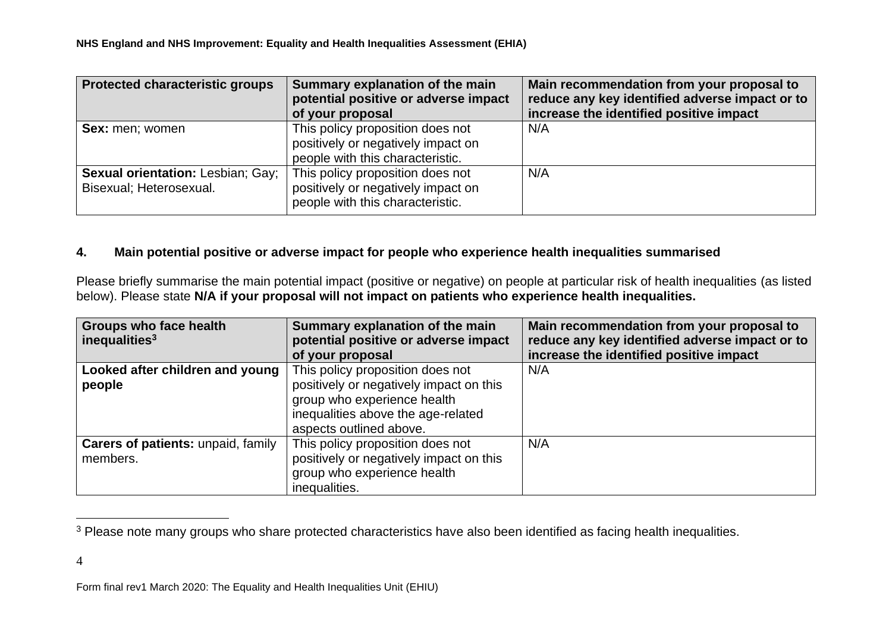| Protected characteristic groups | Summary explanation of the main potential positive or adverse impact of your proposal | Main recommendation from your proposal to reduce any key identified adverse impact or to increase the identified positive impact |
|---|---|---|
| **Sex:** men; women | This policy proposition does not positively or negatively impact on people with this characteristic. | N/A |
| **Sexual orientation:** Lesbian; Gay; Bisexual; Heterosexual. | This policy proposition does not positively or negatively impact on people with this characteristic. | N/A |

## 4. Main potential positive or adverse impact for people who experience health inequalities summarised

Please briefly summarise the main potential impact (positive or negative) on people at particular risk of health inequalities (as listed below). Please state **N/A if your proposal will not impact on patients who experience health inequalities.**

| Groups who face health inequalities[3] | Summary explanation of the main potential positive or adverse impact of your proposal | Main recommendation from your proposal to reduce any key identified adverse impact or to increase the identified positive impact |
|---|---|---|
| **Looked after children and young people** | This policy proposition does not positively or negatively impact on this group who experience health inequalities above the age-related aspects outlined above. | N/A |
| **Carers of patients:** unpaid, family members. | This policy proposition does not positively or negatively impact on this group who experience health inequalities. | N/A |

[3] Please note many groups who share protected characteristics have also been identified as facing health inequalities.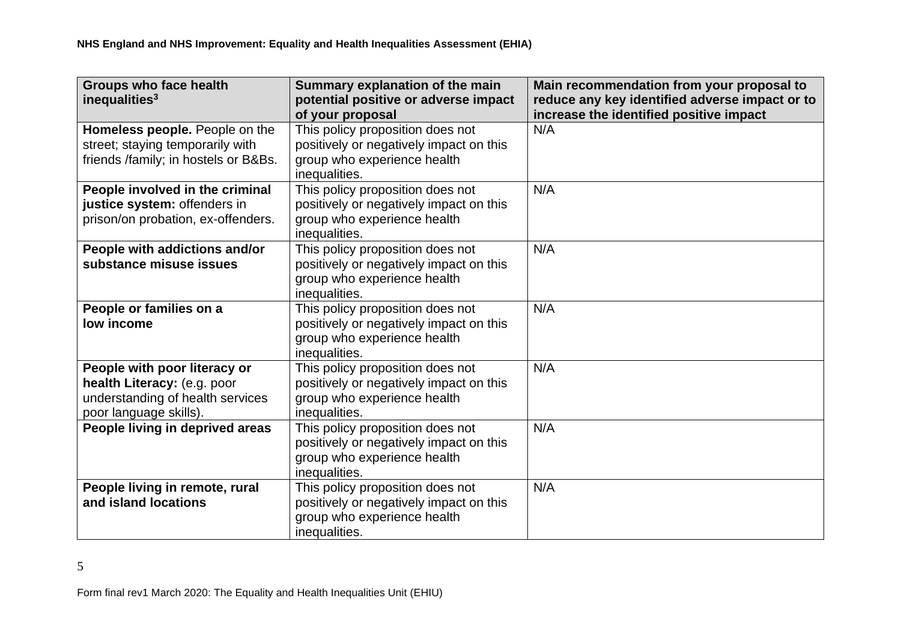| Groups who face health inequalities[3] | Summary explanation of the main potential positive or adverse impact of your proposal | Main recommendation from your proposal to reduce any key identified adverse impact or to increase the identified positive impact |
|---|---|---|
| **Homeless people.** People on the street; staying temporarily with friends /family; in hostels or B&Bs. | This policy proposition does not positively or negatively impact on this group who experience health inequalities. | N/A |
| **People involved in the criminal justice system:** offenders in prison/on probation, ex-offenders. | This policy proposition does not positively or negatively impact on this group who experience health inequalities. | N/A |
| **People with addictions and/or substance misuse issues** | This policy proposition does not positively or negatively impact on this group who experience health inequalities. | N/A |
| **People or families on a low income** | This policy proposition does not positively or negatively impact on this group who experience health inequalities. | N/A |
| **People with poor literacy or health Literacy:** (e.g. poor understanding of health services poor language skills). | This policy proposition does not positively or negatively impact on this group who experience health inequalities. | N/A |
| **People living in deprived areas** | This policy proposition does not positively or negatively impact on this group who experience health inequalities. | N/A |
| **People living in remote, rural and island locations** | This policy proposition does not positively or negatively impact on this group who experience health inequalities. | N/A |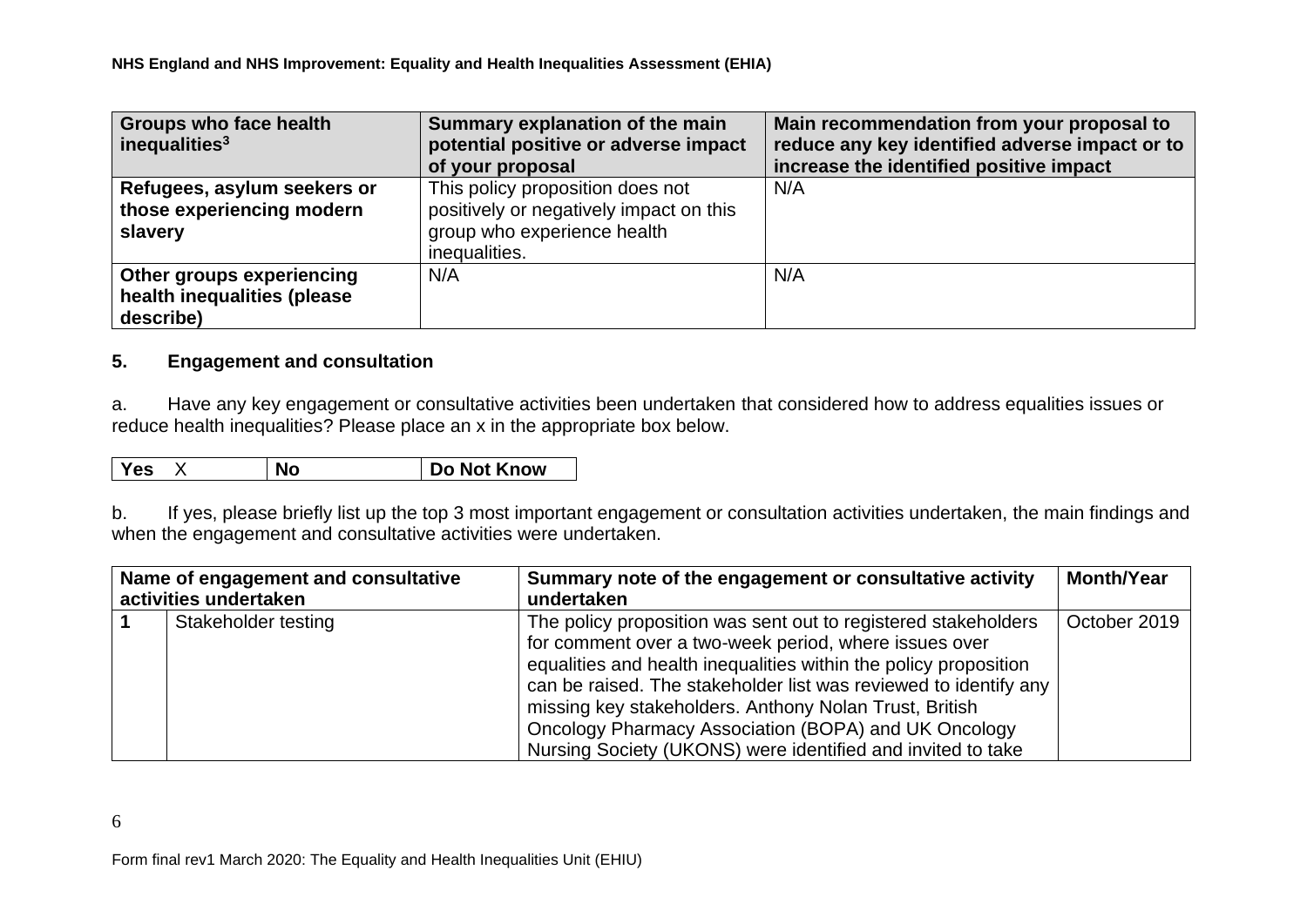| Groups who face health inequalities[3] | Summary explanation of the main potential positive or adverse impact of your proposal | Main recommendation from your proposal to reduce any key identified adverse impact or to increase the identified positive impact |
|---|---|---|
| **Refugees, asylum seekers or those experiencing modern slavery** | This policy proposition does not positively or negatively impact on this group who experience health inequalities. | N/A |
| **Other groups experiencing health inequalities (please describe)** | N/A | N/A |

## 5. Engagement and consultation

a. Have any key engagement or consultative activities been undertaken that considered how to address equalities issues or reduce health inequalities? Please place an x in the appropriate box below.

| Yes | X | No | | Do Not Know | |
|---|---|---|---|---|---|

b. If yes, please briefly list up the top 3 most important engagement or consultation activities undertaken, the main findings and when the engagement and consultative activities were undertaken.

| Name of engagement and consultative activities undertaken | | Summary note of the engagement or consultative activity undertaken | Month/Year |
|---|---|---|---|
| **1** | Stakeholder testing | The policy proposition was sent out to registered stakeholders for comment over a two-week period, where issues over equalities and health inequalities within the policy proposition can be raised. The stakeholder list was reviewed to identify any missing key stakeholders. Anthony Nolan Trust, British Oncology Pharmacy Association (BOPA) and UK Oncology Nursing Society (UKONS) were identified and invited to take | October 2019 |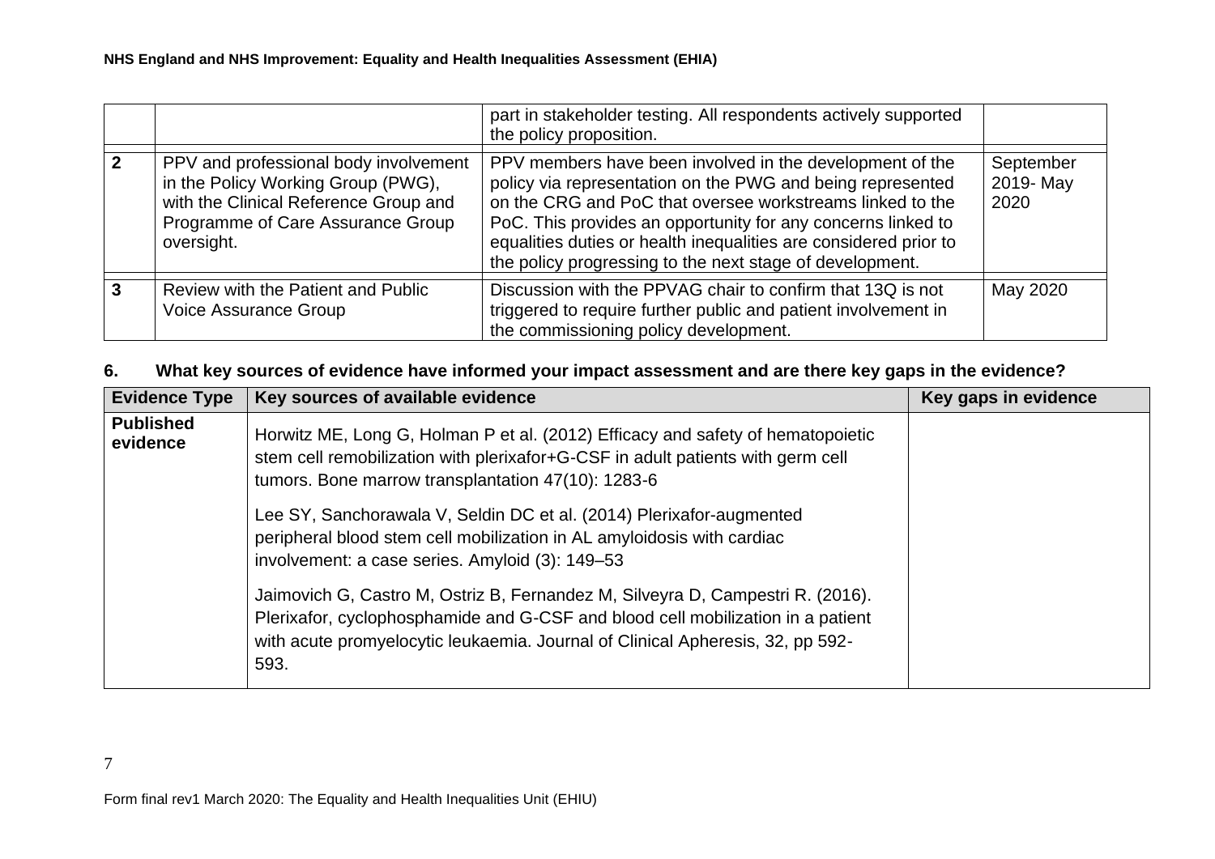| | | | |
|---|---|---|---|
| | | part in stakeholder testing. All respondents actively supported the policy proposition. | |
| **2** | PPV and professional body involvement in the Policy Working Group (PWG), with the Clinical Reference Group and Programme of Care Assurance Group oversight. | PPV members have been involved in the development of the policy via representation on the PWG and being represented on the CRG and PoC that oversee workstreams linked to the PoC. This provides an opportunity for any concerns linked to equalities duties or health inequalities are considered prior to the policy progressing to the next stage of development. | September 2019- May 2020 |
| **3** | Review with the Patient and Public Voice Assurance Group | Discussion with the PPVAG chair to confirm that 13Q is not triggered to require further public and patient involvement in the commissioning policy development. | May 2020 |

**6. What key sources of evidence have informed your impact assessment and are there key gaps in the evidence?**

| Evidence Type | Key sources of available evidence | Key gaps in evidence |
|---|---|---|
| **Published evidence** | Horwitz ME, Long G, Holman P et al. (2012) Efficacy and safety of hematopoietic stem cell remobilization with plerixafor+G-CSF in adult patients with germ cell tumors. Bone marrow transplantation 47(10): 1283-6<br><br>Lee SY, Sanchorawala V, Seldin DC et al. (2014) Plerixafor-augmented peripheral blood stem cell mobilization in AL amyloidosis with cardiac involvement: a case series. Amyloid (3): 149–53<br><br>Jaimovich G, Castro M, Ostriz B, Fernandez M, Silveyra D, Campestri R. (2016). Plerixafor, cyclophosphamide and G-CSF and blood cell mobilization in a patient with acute promyelocytic leukaemia. Journal of Clinical Apheresis, 32, pp 592-593. | |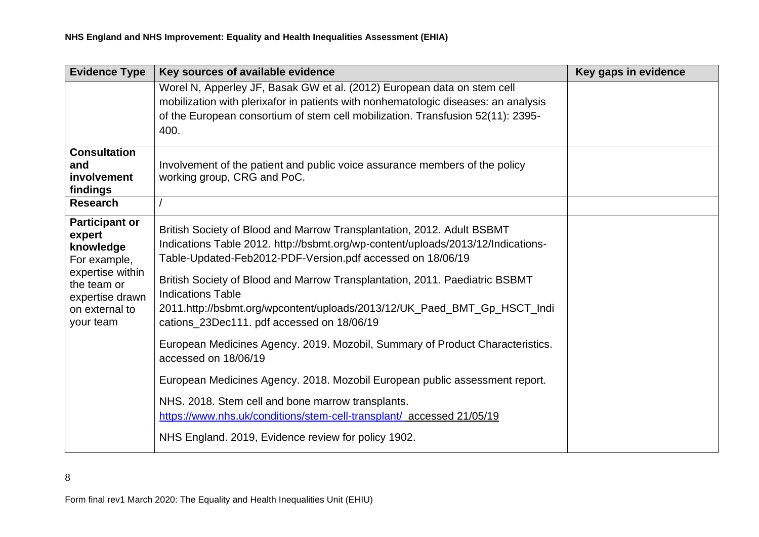| Evidence Type | Key sources of available evidence | Key gaps in evidence |
|---|---|---|
| | Worel N, Apperley JF, Basak GW et al. (2012) European data on stem cell mobilization with plerixafor in patients with nonhematologic diseases: an analysis of the European consortium of stem cell mobilization. Transfusion 52(11): 2395-400. | |
| **Consultation and involvement findings** | Involvement of the patient and public voice assurance members of the policy working group, CRG and PoC. | |
| **Research** | / | |
| **Participant or expert knowledge** For example, expertise within the team or expertise drawn on external to your team | British Society of Blood and Marrow Transplantation, 2012. Adult BSBMT Indications Table 2012. http://bsbmt.org/wp-content/uploads/2013/12/Indications-Table-Updated-Feb2012-PDF-Version.pdf accessed on 18/06/19<br><br>British Society of Blood and Marrow Transplantation, 2011. Paediatric BSBMT Indications Table 2011.http://bsbmt.org/wpcontent/uploads/2013/12/UK_Paed_BMT_Gp_HSCT_Indications_23Dec111. pdf accessed on 18/06/19<br><br>European Medicines Agency. 2019. Mozobil, Summary of Product Characteristics. accessed on 18/06/19<br><br>European Medicines Agency. 2018. Mozobil European public assessment report.<br><br>NHS. 2018. Stem cell and bone marrow transplants. https://www.nhs.uk/conditions/stem-cell-transplant/ accessed 21/05/19<br><br>NHS England. 2019, Evidence review for policy 1902. | |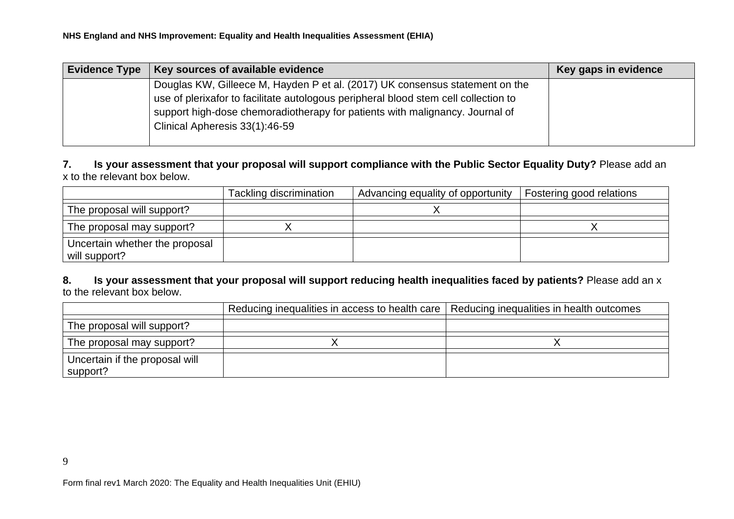| Evidence Type | Key sources of available evidence | Key gaps in evidence |
|---|---|---|
| | Douglas KW, Gilleece M, Hayden P et al. (2017) UK consensus statement on the use of plerixafor to facilitate autologous peripheral blood stem cell collection to support high-dose chemoradiotherapy for patients with malignancy. Journal of Clinical Apheresis 33(1):46-59 | |

**7. Is your assessment that your proposal will support compliance with the Public Sector Equality Duty?** Please add an x to the relevant box below.

| | Tackling discrimination | Advancing equality of opportunity | Fostering good relations |
|---|---|---|---|
| The proposal will support? | | X | |
| The proposal may support? | X | | X |
| Uncertain whether the proposal will support? | | | |

**8. Is your assessment that your proposal will support reducing health inequalities faced by patients?** Please add an x to the relevant box below.

| | Reducing inequalities in access to health care | Reducing inequalities in health outcomes |
|---|---|---|
| The proposal will support? | | |
| The proposal may support? | X | X |
| Uncertain if the proposal will support? | | |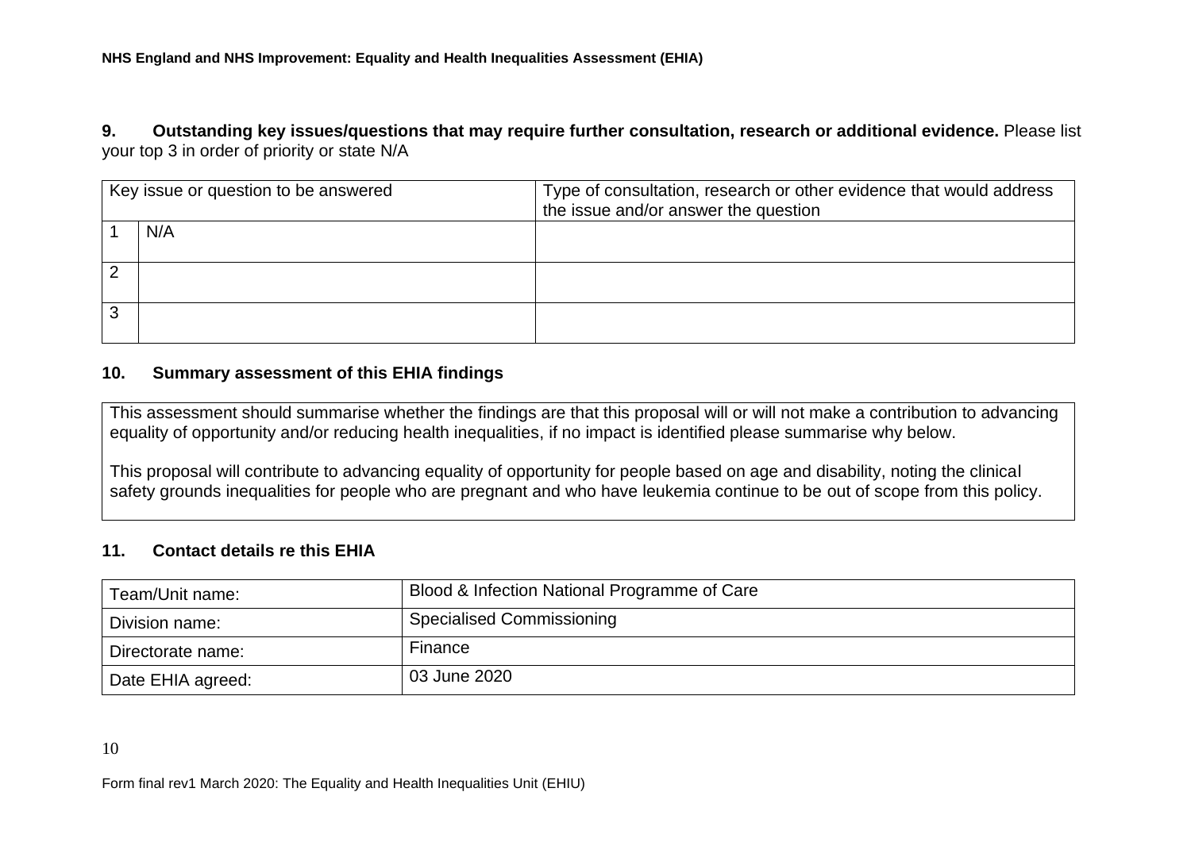**9. Outstanding key issues/questions that may require further consultation, research or additional evidence.** Please list your top 3 in order of priority or state N/A

| Key issue or question to be answered | | Type of consultation, research or other evidence that would address the issue and/or answer the question |
| --- | --- | --- |
| 1 | N/A | |
| 2 | | |
| 3 | | |

**10. Summary assessment of this EHIA findings**

This assessment should summarise whether the findings are that this proposal will or will not make a contribution to advancing equality of opportunity and/or reducing health inequalities, if no impact is identified please summarise why below.

This proposal will contribute to advancing equality of opportunity for people based on age and disability, noting the clinical safety grounds inequalities for people who are pregnant and who have leukemia continue to be out of scope from this policy.

**11. Contact details re this EHIA**

| | |
| --- | --- |
| Team/Unit name: | Blood & Infection National Programme of Care |
| Division name: | Specialised Commissioning |
| Directorate name: | Finance |
| Date EHIA agreed: | 03 June 2020 |